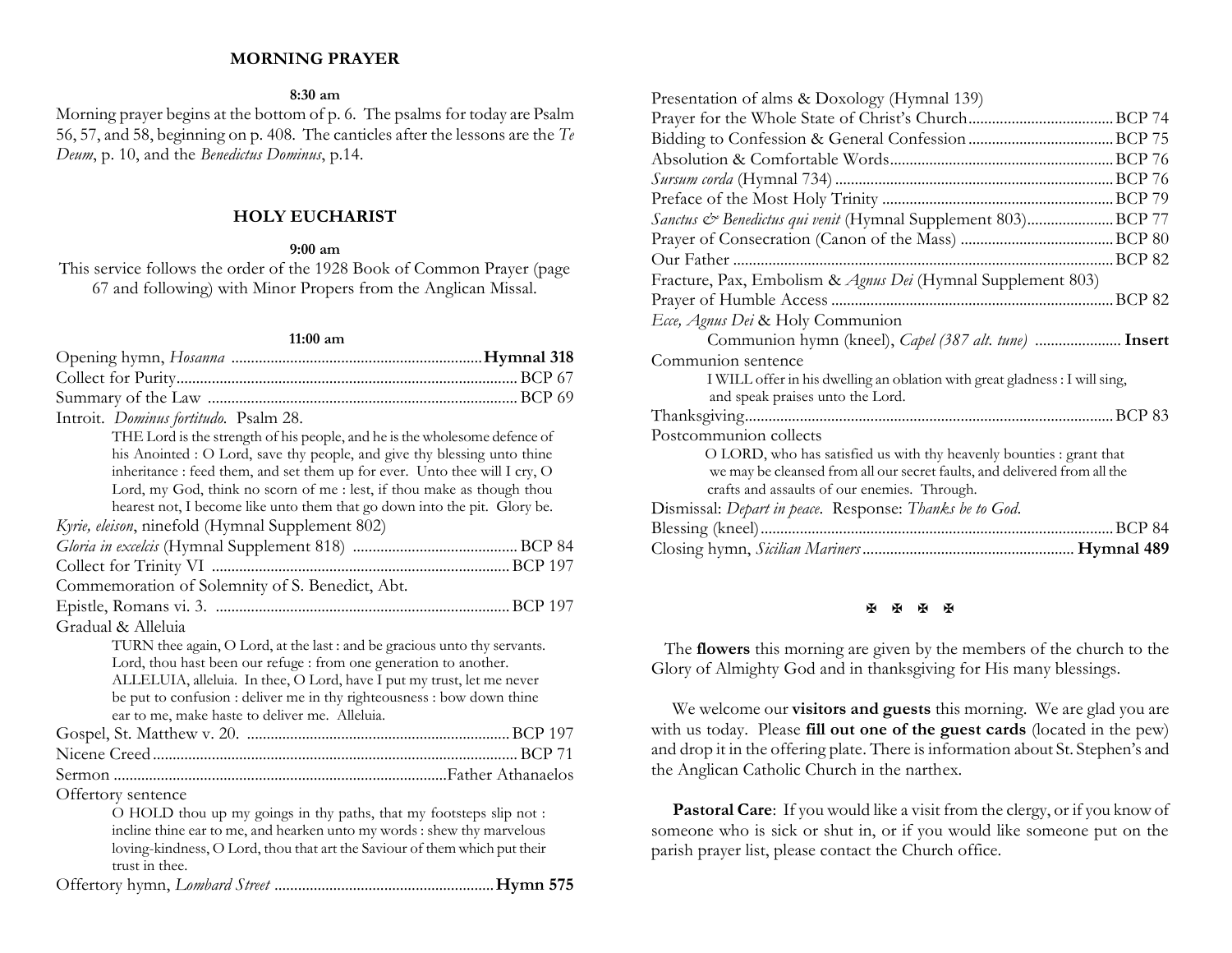## MORNING PRAYER

**8:30 am**

Morning prayer begins at the bottom of p. 6. The psalms for today are Psalm 56, 57, and 58, beginning on p. 408. The canticles after the lessons are the *Te Deum*, p. 10, and the *Benedictus Dominus*, p.14.

## HOLY EUCHARIST

**9:00 am**

This service follows the order of the 1928 Book of Common Prayer (page 67 and following) with Minor Propers from the Anglican Missal.

**11:00 am**

Opening hymn, *Hosanna* ............................................................... **Hymnal 318**

Collect for Purity ............................................................... BCP 67

Summary of the Law ............................................................... BCP 69

Introit. *Dominus fortitudo*. Psalm 28.

> THE Lord is the strength of his people, and he is the wholesome defence of his Anointed : O Lord, save thy people, and give thy blessing unto thine inheritance : feed them, and set them up for ever. Unto thee will I cry, O Lord, my God, think no scorn of me : lest, if thou make as though thou hearest not, I become like unto them that go down into the pit. Glory be.

*Kyrie, eleison*, ninefold (Hymnal Supplement 802)

*Gloria in excelcis* (Hymnal Supplement 818) ............................................................... BCP 84

Collect for Trinity VI ............................................................... BCP 197

Commemoration of Solemnity of S. Benedict, Abt.

Epistle, Romans vi. 3. ............................................................... BCP 197

Gradual & Alleluia

> TURN thee again, O Lord, at the last : and be gracious unto thy servants. Lord, thou hast been our refuge : from one generation to another. ALLELUIA, alleluia. In thee, O Lord, have I put my trust, let me never be put to confusion : deliver me in thy righteousness : bow down thine ear to me, make haste to deliver me. Alleluia.

Gospel, St. Matthew v. 20. ............................................................... BCP 197

Nicene Creed ............................................................... BCP 71

Sermon ............................................................... Father Athanaelos

Offertory sentence

> O HOLD thou up my goings in thy paths, that my footsteps slip not : incline thine ear to me, and hearken unto my words : shew thy marvelous loving-kindness, O Lord, thou that art the Saviour of them which put their trust in thee.

Offertory hymn, *Lombard Street* ............................................................... **Hymn 575**

Presentation of alms & Doxology (Hymnal 139)

Prayer for the Whole State of Christ's Church ............................................................... BCP 74

Bidding to Confession & General Confession ............................................................... BCP 75

Absolution & Comfortable Words ............................................................... BCP 76

*Sursum corda* (Hymnal 734) ............................................................... BCP 76

Preface of the Most Holy Trinity ............................................................... BCP 79

*Sanctus & Benedictus qui venit* (Hymnal Supplement 803) ............................................................... BCP 77

Prayer of Consecration (Canon of the Mass) ............................................................... BCP 80

Our Father ............................................................... BCP 82

Fracture, Pax, Embolism & *Agnus Dei* (Hymnal Supplement 803)

Prayer of Humble Access ............................................................... BCP 82

*Ecce, Agnus Dei* & Holy Communion

> Communion hymn (kneel), *Capel (387 alt. tune)* ............................................................... **Insert**

Communion sentence

> I WILL offer in his dwelling an oblation with great gladness : I will sing, and speak praises unto the Lord.

Thanksgiving ............................................................... BCP 83

Postcommunion collects

> O LORD, who has satisfied us with thy heavenly bounties : grant that we may be cleansed from all our secret faults, and delivered from all the crafts and assaults of our enemies. Through.

Dismissal: *Depart in peace*. Response: *Thanks be to God*.

Blessing (kneel) ............................................................... BCP 84

Closing hymn, *Sicilian Mariners* ............................................................... **Hymnal 489**

✠ ✠ ✠ ✠

The **flowers** this morning are given by the members of the church to the Glory of Almighty God and in thanksgiving for His many blessings.

We welcome our **visitors and guests** this morning. We are glad you are with us today. Please **fill out one of the guest cards** (located in the pew) and drop it in the offering plate. There is information about St. Stephen's and the Anglican Catholic Church in the narthex.

**Pastoral Care**: If you would like a visit from the clergy, or if you know of someone who is sick or shut in, or if you would like someone put on the parish prayer list, please contact the Church office.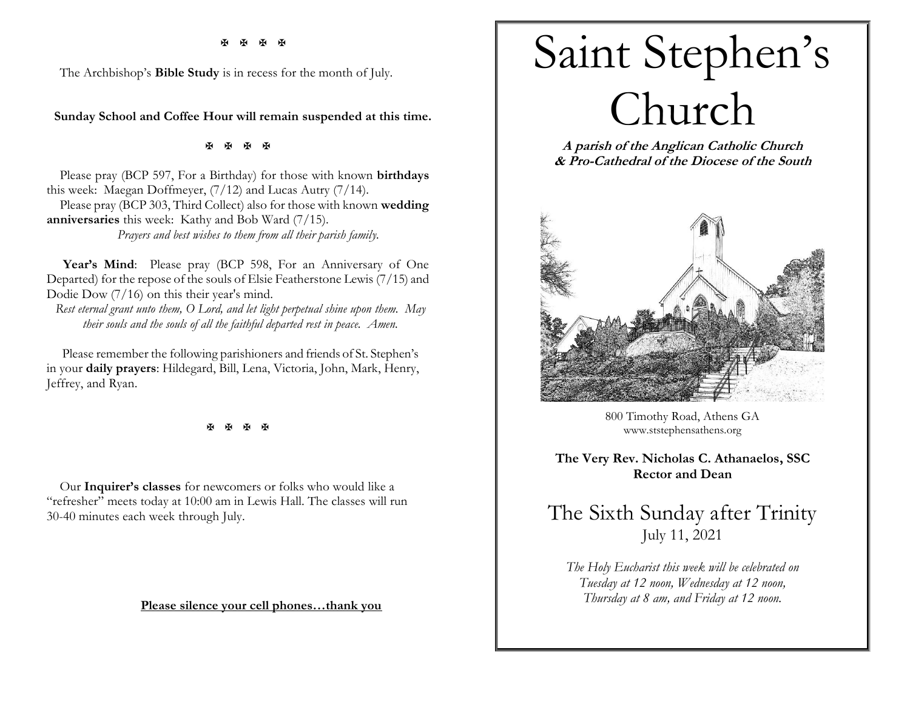✠ ✠ ✠ ✠

The Archbishop's **Bible Study** is in recess for the month of July.

**Sunday School and Coffee Hour will remain suspended at this time.**

✠ ✠ ✠ ✠

Please pray (BCP 597, For a Birthday) for those with known **birthdays** this week: Maegan Doffmeyer, (7/12) and Lucas Autry (7/14).

Please pray (BCP 303, Third Collect) also for those with known **wedding anniversaries** this week: Kathy and Bob Ward (7/15).

*Prayers and best wishes to them from all their parish family.*

**Year's Mind**: Please pray (BCP 598, For an Anniversary of One Departed) for the repose of the souls of Elsie Featherstone Lewis (7/15) and Dodie Dow (7/16) on this their year's mind.

*Rest eternal grant unto them, O Lord, and let light perpetual shine upon them. May their souls and the souls of all the faithful departed rest in peace. Amen.*

Please remember the following parishioners and friends of St. Stephen's in your **daily prayers**: Hildegard, Bill, Lena, Victoria, John, Mark, Henry, Jeffrey, and Ryan.

✠ ✠ ✠ ✠

Our **Inquirer's classes** for newcomers or folks who would like a "refresher" meets today at 10:00 am in Lewis Hall. The classes will run 30-40 minutes each week through July.

**Please silence your cell phones…thank you**

# Saint Stephen's Church

***A parish of the Anglican Catholic Church & Pro-Cathedral of the Diocese of the South***

800 Timothy Road, Athens GA
www.ststephensathens.org

**The Very Rev. Nicholas C. Athanaelos, SSC**
**Rector and Dean**

## The Sixth Sunday after Trinity

July 11, 2021

*The Holy Eucharist this week will be celebrated on Tuesday at 12 noon, Wednesday at 12 noon, Thursday at 8 am, and Friday at 12 noon.*